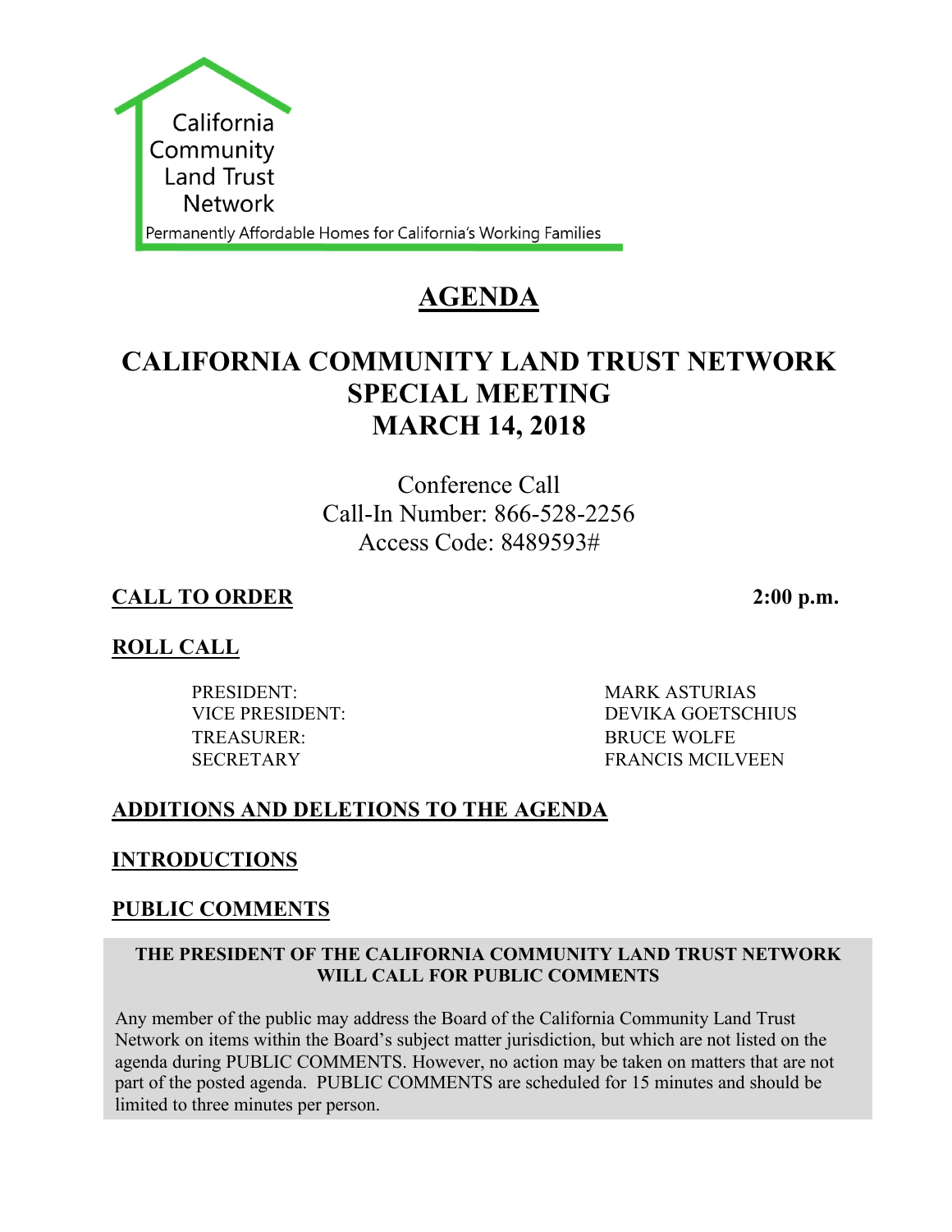California Community Land Trust Network

Permanently Affordable Homes for California's Working Families

# AGENDA

## CALIFORNIA COMMUNITY LAND TRUST NETWORK SPECIAL MEETING MARCH 14, 2018

Conference Call
Call-In Number: 866-528-2256
Access Code: 8489593#

**CALL TO ORDER** **2:00 p.m.**

**ROLL CALL**

| | |
|---|---|
| PRESIDENT: | MARK ASTURIAS |
| VICE PRESIDENT: | DEVIKA GOETSCHIUS |
| TREASURER: | BRUCE WOLFE |
| SECRETARY | FRANCIS MCILVEEN |

**ADDITIONS AND DELETIONS TO THE AGENDA**

**INTRODUCTIONS**

**PUBLIC COMMENTS**

**THE PRESIDENT OF THE CALIFORNIA COMMUNITY LAND TRUST NETWORK WILL CALL FOR PUBLIC COMMENTS**

Any member of the public may address the Board of the California Community Land Trust Network on items within the Board's subject matter jurisdiction, but which are not listed on the agenda during PUBLIC COMMENTS. However, no action may be taken on matters that are not part of the posted agenda. PUBLIC COMMENTS are scheduled for 15 minutes and should be limited to three minutes per person.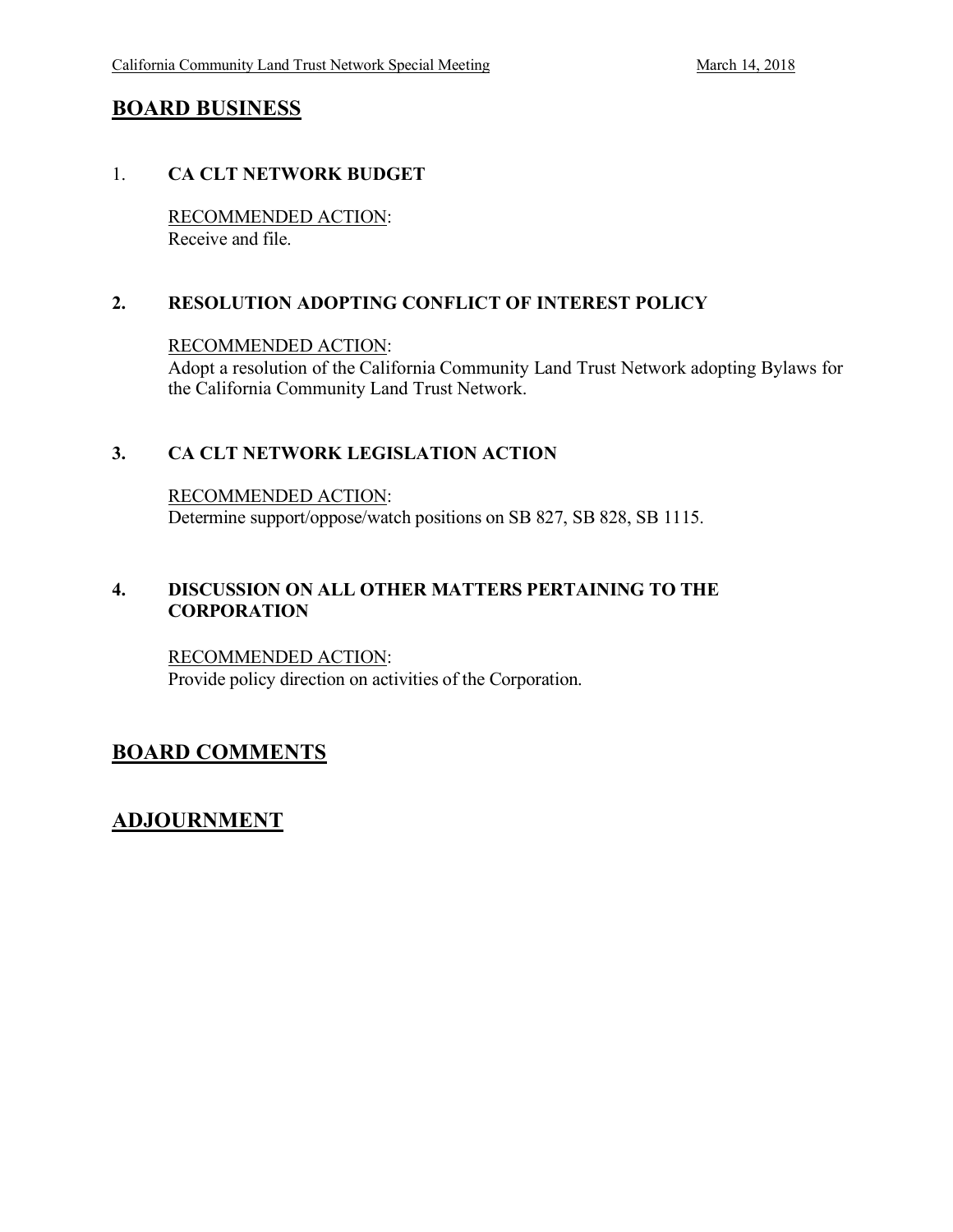## BOARD BUSINESS

1. **CA CLT NETWORK BUDGET**

   RECOMMENDED ACTION:
   Receive and file.

2. **RESOLUTION ADOPTING CONFLICT OF INTEREST POLICY**

   RECOMMENDED ACTION:
   Adopt a resolution of the California Community Land Trust Network adopting Bylaws for the California Community Land Trust Network.

3. **CA CLT NETWORK LEGISLATION ACTION**

   RECOMMENDED ACTION:
   Determine support/oppose/watch positions on SB 827, SB 828, SB 1115.

4. **DISCUSSION ON ALL OTHER MATTERS PERTAINING TO THE CORPORATION**

   RECOMMENDED ACTION:
   Provide policy direction on activities of the Corporation.

## BOARD COMMENTS

## ADJOURNMENT